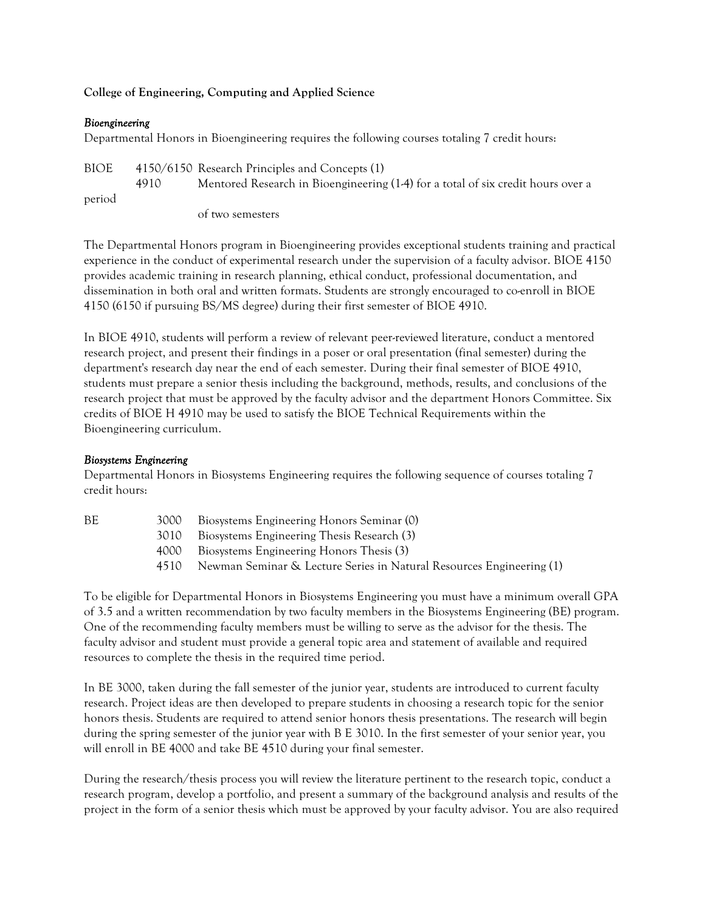**College of Engineering, Computing and Applied Science**

*Bioengineering*

Departmental Honors in Bioengineering requires the following courses totaling 7 credit hours:

| | | |
|---|---|---|
| BIOE | 4150/6150 | Research Principles and Concepts (1) |
| | 4910 | Mentored Research in Bioengineering (1-4) for a total of six credit hours over a period of two semesters |

The Departmental Honors program in Bioengineering provides exceptional students training and practical experience in the conduct of experimental research under the supervision of a faculty advisor. BIOE 4150 provides academic training in research planning, ethical conduct, professional documentation, and dissemination in both oral and written formats. Students are strongly encouraged to co-enroll in BIOE 4150 (6150 if pursuing BS/MS degree) during their first semester of BIOE 4910.

In BIOE 4910, students will perform a review of relevant peer-reviewed literature, conduct a mentored research project, and present their findings in a poser or oral presentation (final semester) during the department's research day near the end of each semester. During their final semester of BIOE 4910, students must prepare a senior thesis including the background, methods, results, and conclusions of the research project that must be approved by the faculty advisor and the department Honors Committee. Six credits of BIOE H 4910 may be used to satisfy the BIOE Technical Requirements within the Bioengineering curriculum.

*Biosystems Engineering*

Departmental Honors in Biosystems Engineering requires the following sequence of courses totaling 7 credit hours:

| | | |
|---|---|---|
| BE | 3000 | Biosystems Engineering Honors Seminar (0) |
| | 3010 | Biosystems Engineering Thesis Research (3) |
| | 4000 | Biosystems Engineering Honors Thesis (3) |
| | 4510 | Newman Seminar & Lecture Series in Natural Resources Engineering (1) |

To be eligible for Departmental Honors in Biosystems Engineering you must have a minimum overall GPA of 3.5 and a written recommendation by two faculty members in the Biosystems Engineering (BE) program. One of the recommending faculty members must be willing to serve as the advisor for the thesis. The faculty advisor and student must provide a general topic area and statement of available and required resources to complete the thesis in the required time period.

In BE 3000, taken during the fall semester of the junior year, students are introduced to current faculty research. Project ideas are then developed to prepare students in choosing a research topic for the senior honors thesis. Students are required to attend senior honors thesis presentations. The research will begin during the spring semester of the junior year with B E 3010. In the first semester of your senior year, you will enroll in BE 4000 and take BE 4510 during your final semester.

During the research/thesis process you will review the literature pertinent to the research topic, conduct a research program, develop a portfolio, and present a summary of the background analysis and results of the project in the form of a senior thesis which must be approved by your faculty advisor. You are also required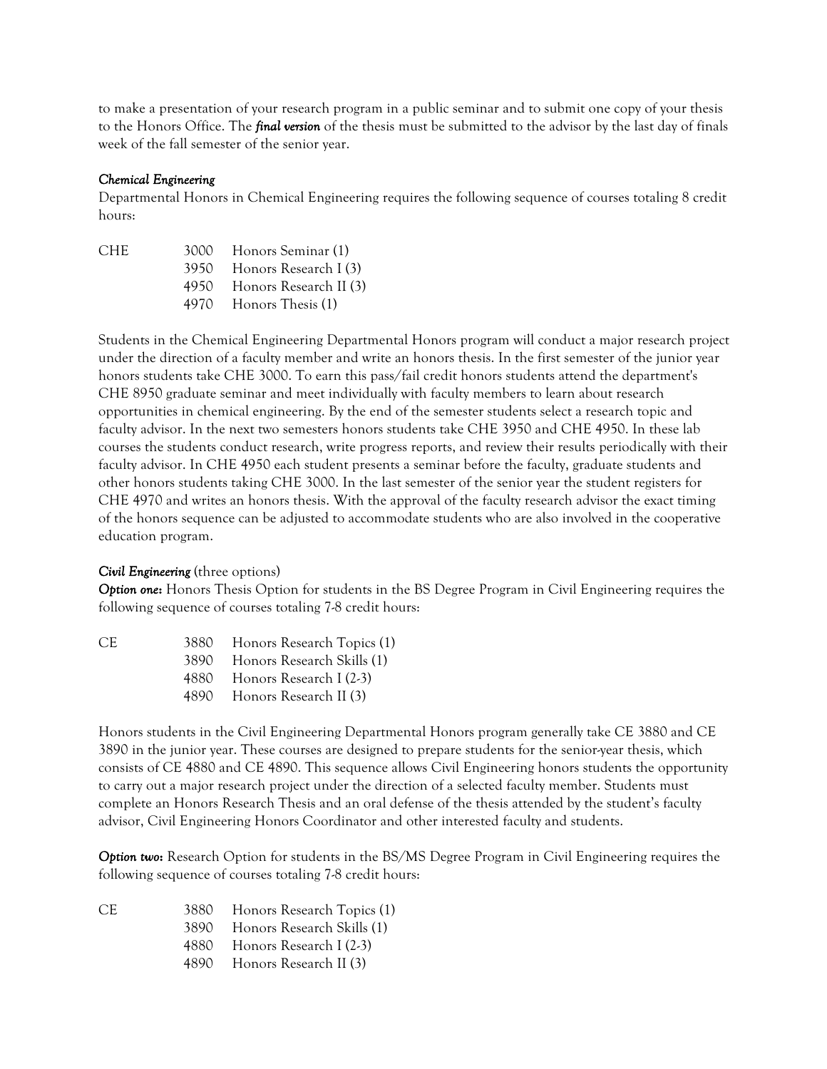to make a presentation of your research program in a public seminar and to submit one copy of your thesis to the Honors Office. The ***final version*** of the thesis must be submitted to the advisor by the last day of finals week of the fall semester of the senior year.

*Chemical Engineering*

Departmental Honors in Chemical Engineering requires the following sequence of courses totaling 8 credit hours:

| | | |
|---|---|---|
| CHE | 3000 | Honors Seminar (1) |
| | 3950 | Honors Research I (3) |
| | 4950 | Honors Research II (3) |
| | 4970 | Honors Thesis (1) |

Students in the Chemical Engineering Departmental Honors program will conduct a major research project under the direction of a faculty member and write an honors thesis. In the first semester of the junior year honors students take CHE 3000. To earn this pass/fail credit honors students attend the department's CHE 8950 graduate seminar and meet individually with faculty members to learn about research opportunities in chemical engineering. By the end of the semester students select a research topic and faculty advisor. In the next two semesters honors students take CHE 3950 and CHE 4950. In these lab courses the students conduct research, write progress reports, and review their results periodically with their faculty advisor. In CHE 4950 each student presents a seminar before the faculty, graduate students and other honors students taking CHE 3000. In the last semester of the senior year the student registers for CHE 4970 and writes an honors thesis. With the approval of the faculty research advisor the exact timing of the honors sequence can be adjusted to accommodate students who are also involved in the cooperative education program.

***Civil Engineering*** (three options)

***Option one:*** Honors Thesis Option for students in the BS Degree Program in Civil Engineering requires the following sequence of courses totaling 7-8 credit hours:

| | | |
|---|---|---|
| CE | 3880 | Honors Research Topics (1) |
| | 3890 | Honors Research Skills (1) |
| | 4880 | Honors Research I (2-3) |
| | 4890 | Honors Research II (3) |

Honors students in the Civil Engineering Departmental Honors program generally take CE 3880 and CE 3890 in the junior year. These courses are designed to prepare students for the senior-year thesis, which consists of CE 4880 and CE 4890. This sequence allows Civil Engineering honors students the opportunity to carry out a major research project under the direction of a selected faculty member. Students must complete an Honors Research Thesis and an oral defense of the thesis attended by the student's faculty advisor, Civil Engineering Honors Coordinator and other interested faculty and students.

***Option two:*** Research Option for students in the BS/MS Degree Program in Civil Engineering requires the following sequence of courses totaling 7-8 credit hours:

| | | |
|---|---|---|
| CE | 3880 | Honors Research Topics (1) |
| | 3890 | Honors Research Skills (1) |
| | 4880 | Honors Research I (2-3) |
| | 4890 | Honors Research II (3) |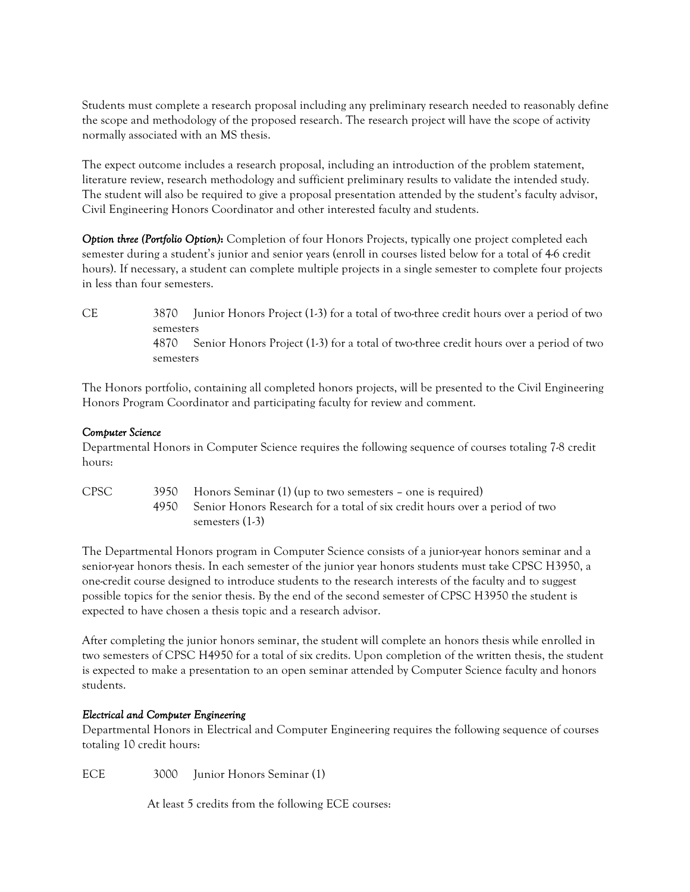Students must complete a research proposal including any preliminary research needed to reasonably define the scope and methodology of the proposed research. The research project will have the scope of activity normally associated with an MS thesis.

The expect outcome includes a research proposal, including an introduction of the problem statement, literature review, research methodology and sufficient preliminary results to validate the intended study. The student will also be required to give a proposal presentation attended by the student's faculty advisor, Civil Engineering Honors Coordinator and other interested faculty and students.

***Option three (Portfolio Option):*** Completion of four Honors Projects, typically one project completed each semester during a student's junior and senior years (enroll in courses listed below for a total of 4-6 credit hours). If necessary, a student can complete multiple projects in a single semester to complete four projects in less than four semesters.

CE 3870 Junior Honors Project (1-3) for a total of two-three credit hours over a period of two semesters
4870 Senior Honors Project (1-3) for a total of two-three credit hours over a period of two semesters

The Honors portfolio, containing all completed honors projects, will be presented to the Civil Engineering Honors Program Coordinator and participating faculty for review and comment.

*Computer Science*
Departmental Honors in Computer Science requires the following sequence of courses totaling 7-8 credit hours:

CPSC 3950 Honors Seminar (1) (up to two semesters – one is required)
4950 Senior Honors Research for a total of six credit hours over a period of two semesters (1-3)

The Departmental Honors program in Computer Science consists of a junior-year honors seminar and a senior-year honors thesis. In each semester of the junior year honors students must take CPSC H3950, a one-credit course designed to introduce students to the research interests of the faculty and to suggest possible topics for the senior thesis. By the end of the second semester of CPSC H3950 the student is expected to have chosen a thesis topic and a research advisor.

After completing the junior honors seminar, the student will complete an honors thesis while enrolled in two semesters of CPSC H4950 for a total of six credits. Upon completion of the written thesis, the student is expected to make a presentation to an open seminar attended by Computer Science faculty and honors students.

*Electrical and Computer Engineering*
Departmental Honors in Electrical and Computer Engineering requires the following sequence of courses totaling 10 credit hours:

ECE 3000 Junior Honors Seminar (1)

At least 5 credits from the following ECE courses: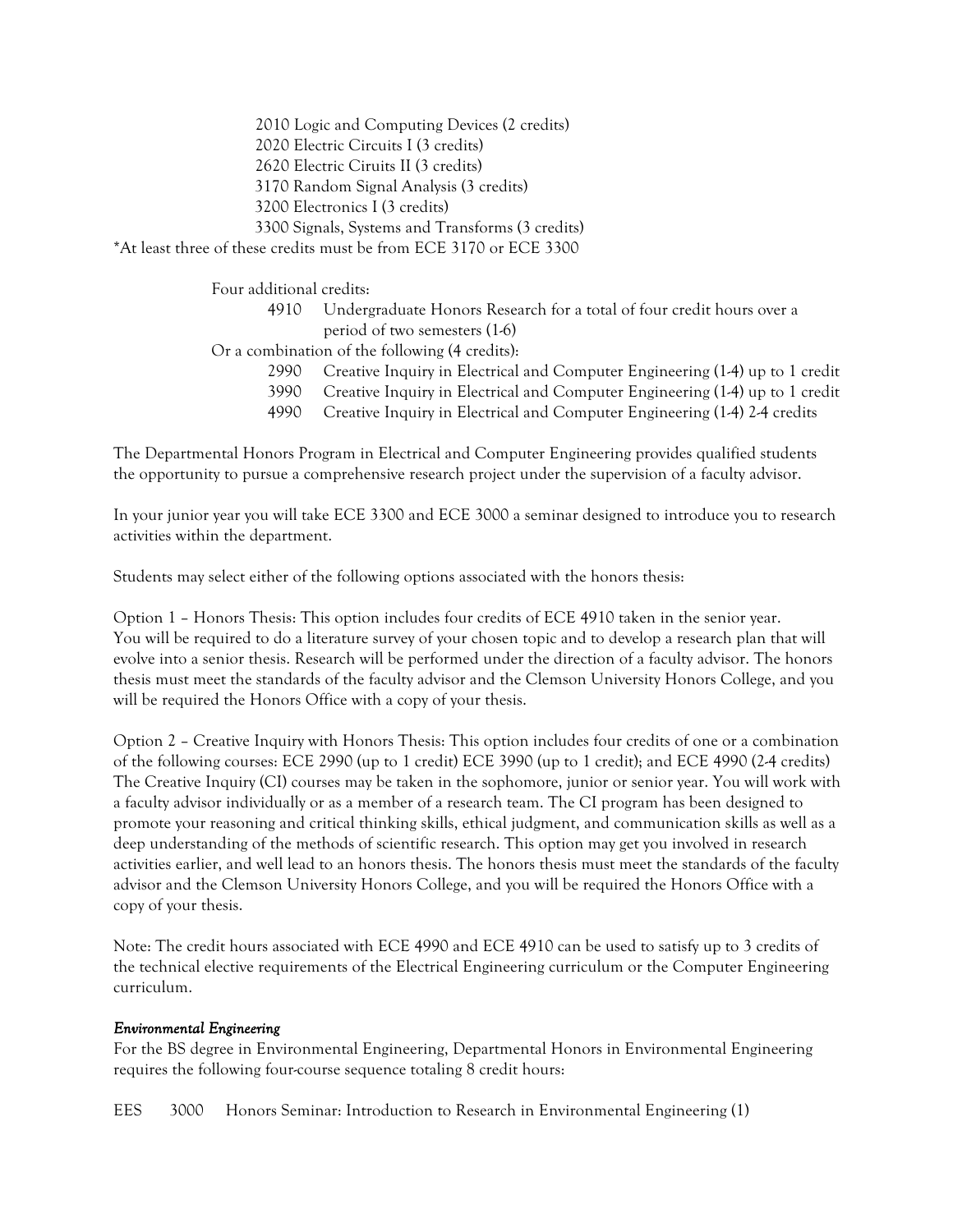2010 Logic and Computing Devices (2 credits)
2020 Electric Circuits I (3 credits)
2620 Electric Ciruits II (3 credits)
3170 Random Signal Analysis (3 credits)
3200 Electronics I (3 credits)
3300 Signals, Systems and Transforms (3 credits)

*At least three of these credits must be from ECE 3170 or ECE 3300

Four additional credits:

4910 Undergraduate Honors Research for a total of four credit hours over a period of two semesters (1-6)

Or a combination of the following (4 credits):

2990 Creative Inquiry in Electrical and Computer Engineering (1-4) up to 1 credit
3990 Creative Inquiry in Electrical and Computer Engineering (1-4) up to 1 credit
4990 Creative Inquiry in Electrical and Computer Engineering (1-4) 2-4 credits

The Departmental Honors Program in Electrical and Computer Engineering provides qualified students the opportunity to pursue a comprehensive research project under the supervision of a faculty advisor.

In your junior year you will take ECE 3300 and ECE 3000 a seminar designed to introduce you to research activities within the department.

Students may select either of the following options associated with the honors thesis:

Option 1 – Honors Thesis: This option includes four credits of ECE 4910 taken in the senior year. You will be required to do a literature survey of your chosen topic and to develop a research plan that will evolve into a senior thesis. Research will be performed under the direction of a faculty advisor. The honors thesis must meet the standards of the faculty advisor and the Clemson University Honors College, and you will be required the Honors Office with a copy of your thesis.

Option 2 – Creative Inquiry with Honors Thesis: This option includes four credits of one or a combination of the following courses: ECE 2990 (up to 1 credit) ECE 3990 (up to 1 credit); and ECE 4990 (2-4 credits) The Creative Inquiry (CI) courses may be taken in the sophomore, junior or senior year. You will work with a faculty advisor individually or as a member of a research team. The CI program has been designed to promote your reasoning and critical thinking skills, ethical judgment, and communication skills as well as a deep understanding of the methods of scientific research. This option may get you involved in research activities earlier, and well lead to an honors thesis. The honors thesis must meet the standards of the faculty advisor and the Clemson University Honors College, and you will be required the Honors Office with a copy of your thesis.

Note: The credit hours associated with ECE 4990 and ECE 4910 can be used to satisfy up to 3 credits of the technical elective requirements of the Electrical Engineering curriculum or the Computer Engineering curriculum.

***Environmental Engineering***

For the BS degree in Environmental Engineering, Departmental Honors in Environmental Engineering requires the following four-course sequence totaling 8 credit hours:

EES 3000 Honors Seminar: Introduction to Research in Environmental Engineering (1)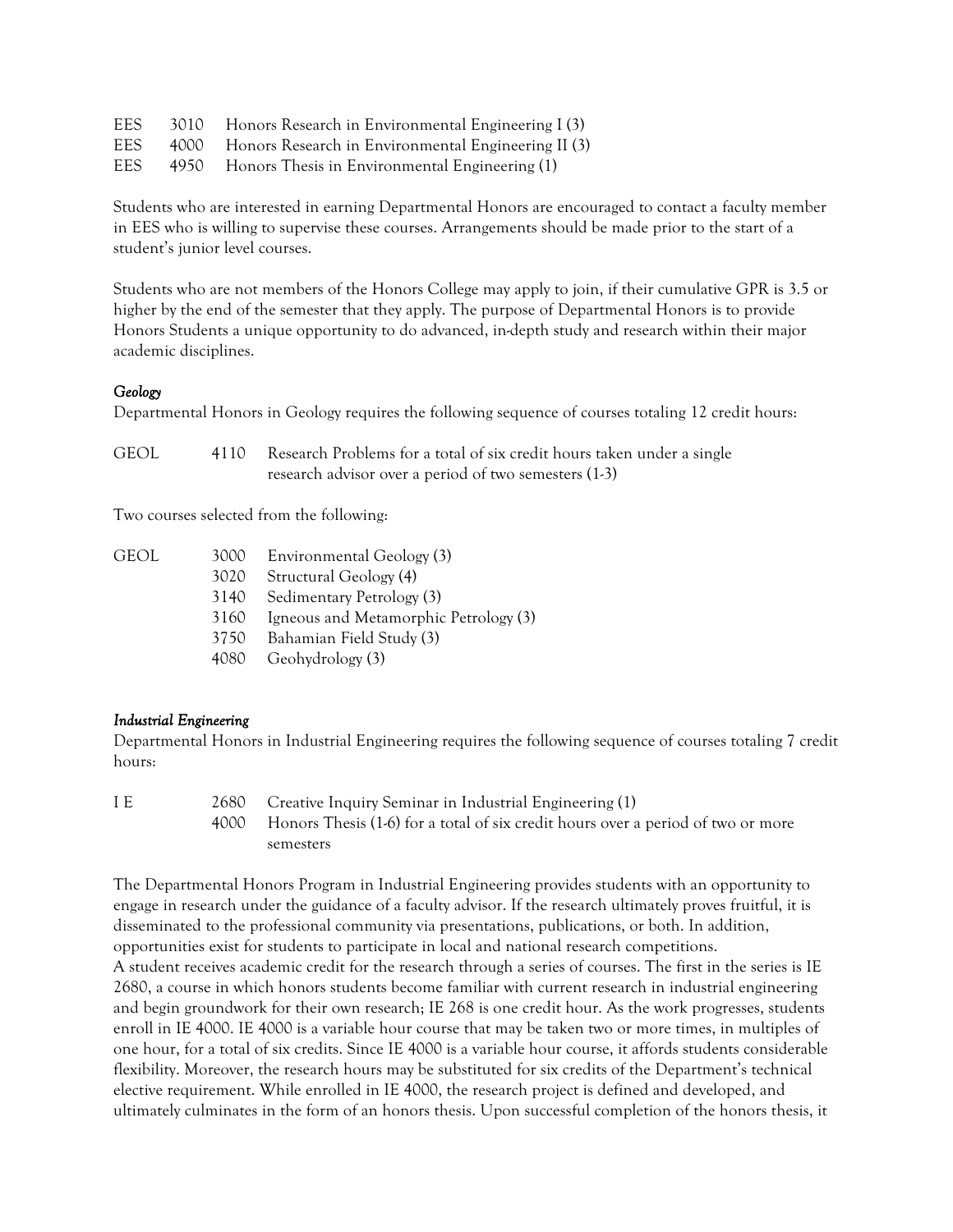EES 3010 Honors Research in Environmental Engineering I (3)
EES 4000 Honors Research in Environmental Engineering II (3)
EES 4950 Honors Thesis in Environmental Engineering (1)

Students who are interested in earning Departmental Honors are encouraged to contact a faculty member in EES who is willing to supervise these courses. Arrangements should be made prior to the start of a student's junior level courses.

Students who are not members of the Honors College may apply to join, if their cumulative GPR is 3.5 or higher by the end of the semester that they apply. The purpose of Departmental Honors is to provide Honors Students a unique opportunity to do advanced, in-depth study and research within their major academic disciplines.

*Geology*

Departmental Honors in Geology requires the following sequence of courses totaling 12 credit hours:

GEOL 4110 Research Problems for a total of six credit hours taken under a single research advisor over a period of two semesters (1-3)

Two courses selected from the following:

GEOL 3000 Environmental Geology (3)
3020 Structural Geology (4)
3140 Sedimentary Petrology (3)
3160 Igneous and Metamorphic Petrology (3)
3750 Bahamian Field Study (3)
4080 Geohydrology (3)

*Industrial Engineering*

Departmental Honors in Industrial Engineering requires the following sequence of courses totaling 7 credit hours:

I E 2680 Creative Inquiry Seminar in Industrial Engineering (1)
4000 Honors Thesis (1-6) for a total of six credit hours over a period of two or more semesters

The Departmental Honors Program in Industrial Engineering provides students with an opportunity to engage in research under the guidance of a faculty advisor. If the research ultimately proves fruitful, it is disseminated to the professional community via presentations, publications, or both. In addition, opportunities exist for students to participate in local and national research competitions.
A student receives academic credit for the research through a series of courses. The first in the series is IE 2680, a course in which honors students become familiar with current research in industrial engineering and begin groundwork for their own research; IE 268 is one credit hour. As the work progresses, students enroll in IE 4000. IE 4000 is a variable hour course that may be taken two or more times, in multiples of one hour, for a total of six credits. Since IE 4000 is a variable hour course, it affords students considerable flexibility. Moreover, the research hours may be substituted for six credits of the Department's technical elective requirement. While enrolled in IE 4000, the research project is defined and developed, and ultimately culminates in the form of an honors thesis. Upon successful completion of the honors thesis, it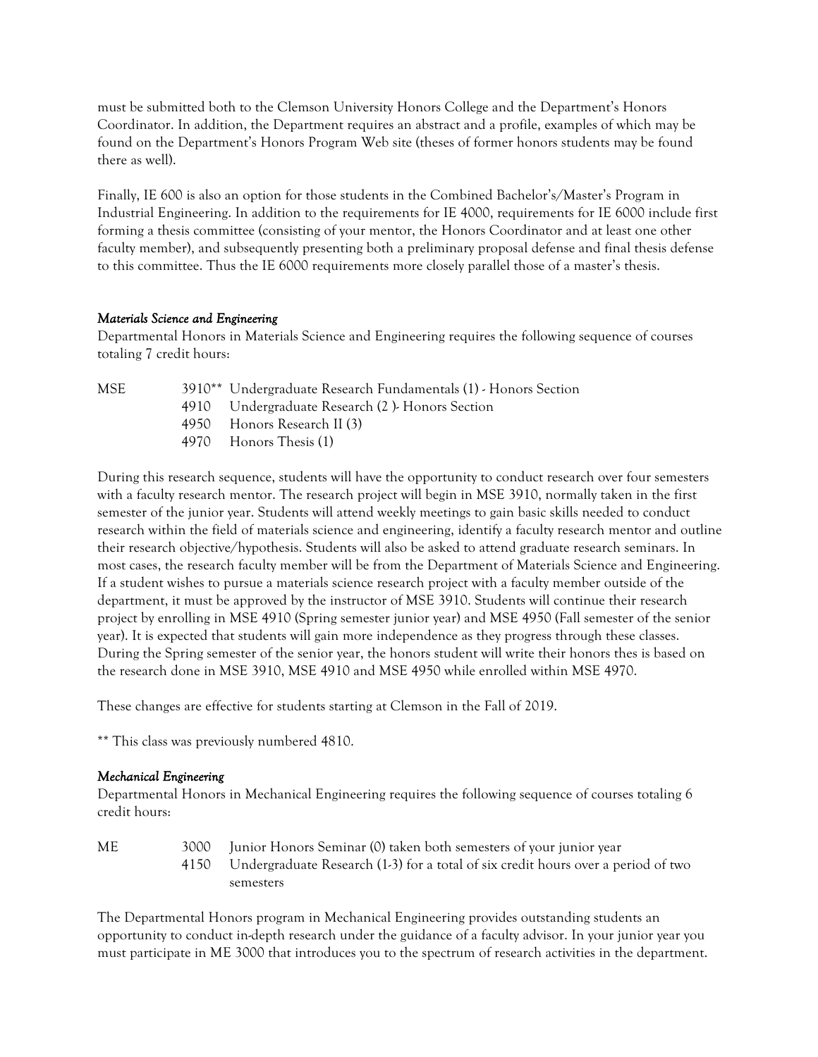must be submitted both to the Clemson University Honors College and the Department's Honors Coordinator. In addition, the Department requires an abstract and a profile, examples of which may be found on the Department's Honors Program Web site (theses of former honors students may be found there as well).

Finally, IE 600 is also an option for those students in the Combined Bachelor's/Master's Program in Industrial Engineering. In addition to the requirements for IE 4000, requirements for IE 6000 include first forming a thesis committee (consisting of your mentor, the Honors Coordinator and at least one other faculty member), and subsequently presenting both a preliminary proposal defense and final thesis defense to this committee. Thus the IE 6000 requirements more closely parallel those of a master's thesis.

*Materials Science and Engineering*

Departmental Honors in Materials Science and Engineering requires the following sequence of courses totaling 7 credit hours:

| | | |
|---|---|---|
| MSE | 3910** | Undergraduate Research Fundamentals (1) - Honors Section |
| | 4910 | Undergraduate Research (2 )- Honors Section |
| | 4950 | Honors Research II (3) |
| | 4970 | Honors Thesis (1) |

During this research sequence, students will have the opportunity to conduct research over four semesters with a faculty research mentor. The research project will begin in MSE 3910, normally taken in the first semester of the junior year. Students will attend weekly meetings to gain basic skills needed to conduct research within the field of materials science and engineering, identify a faculty research mentor and outline their research objective/hypothesis. Students will also be asked to attend graduate research seminars. In most cases, the research faculty member will be from the Department of Materials Science and Engineering. If a student wishes to pursue a materials science research project with a faculty member outside of the department, it must be approved by the instructor of MSE 3910. Students will continue their research project by enrolling in MSE 4910 (Spring semester junior year) and MSE 4950 (Fall semester of the senior year). It is expected that students will gain more independence as they progress through these classes. During the Spring semester of the senior year, the honors student will write their honors thes is based on the research done in MSE 3910, MSE 4910 and MSE 4950 while enrolled within MSE 4970.

These changes are effective for students starting at Clemson in the Fall of 2019.

** This class was previously numbered 4810.

*Mechanical Engineering*

Departmental Honors in Mechanical Engineering requires the following sequence of courses totaling 6 credit hours:

| | | |
|---|---|---|
| ME | 3000 | Junior Honors Seminar (0) taken both semesters of your junior year |
| | 4150 | Undergraduate Research (1-3) for a total of six credit hours over a period of two semesters |

The Departmental Honors program in Mechanical Engineering provides outstanding students an opportunity to conduct in-depth research under the guidance of a faculty advisor. In your junior year you must participate in ME 3000 that introduces you to the spectrum of research activities in the department.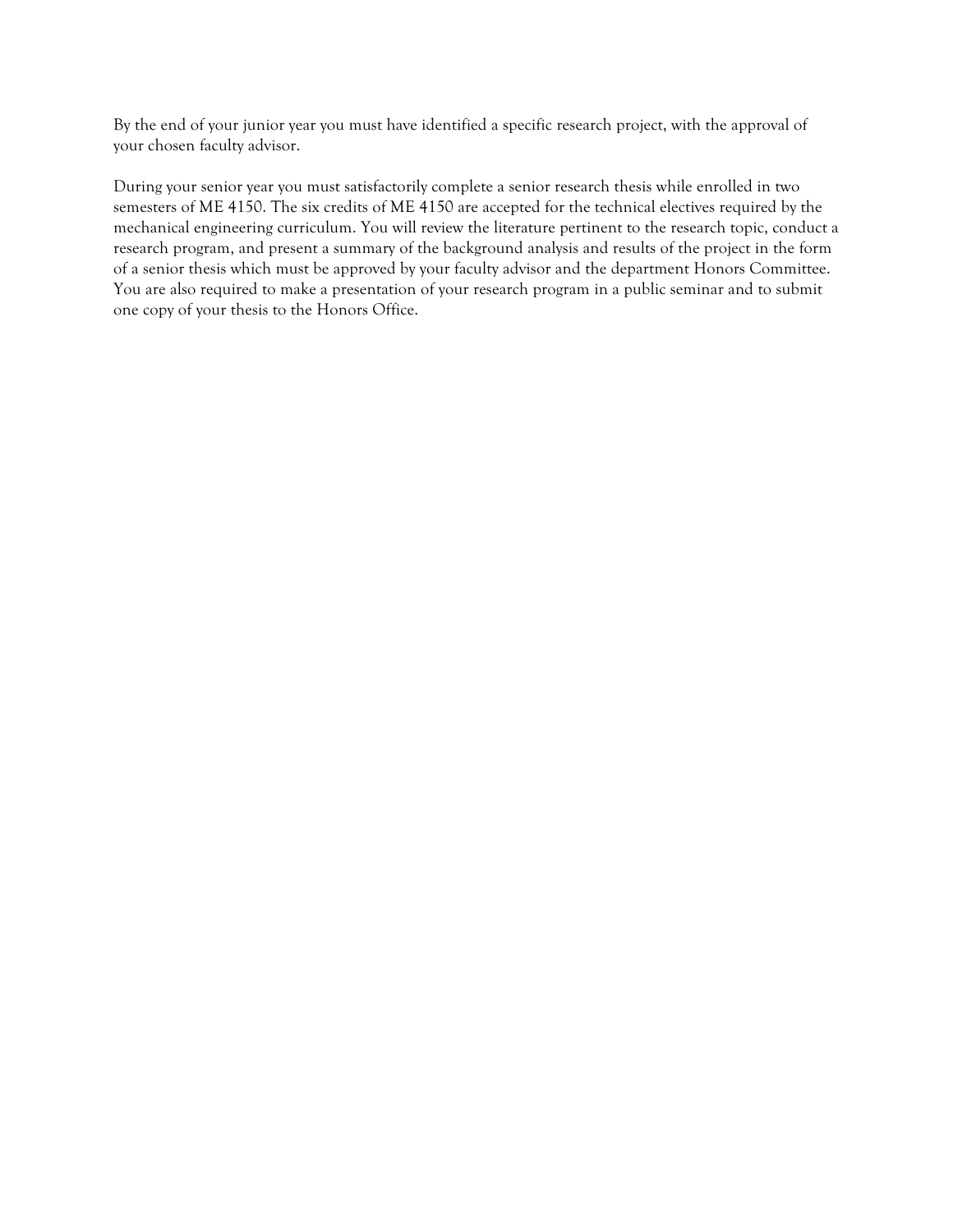By the end of your junior year you must have identified a specific research project, with the approval of your chosen faculty advisor.

During your senior year you must satisfactorily complete a senior research thesis while enrolled in two semesters of ME 4150. The six credits of ME 4150 are accepted for the technical electives required by the mechanical engineering curriculum. You will review the literature pertinent to the research topic, conduct a research program, and present a summary of the background analysis and results of the project in the form of a senior thesis which must be approved by your faculty advisor and the department Honors Committee. You are also required to make a presentation of your research program in a public seminar and to submit one copy of your thesis to the Honors Office.